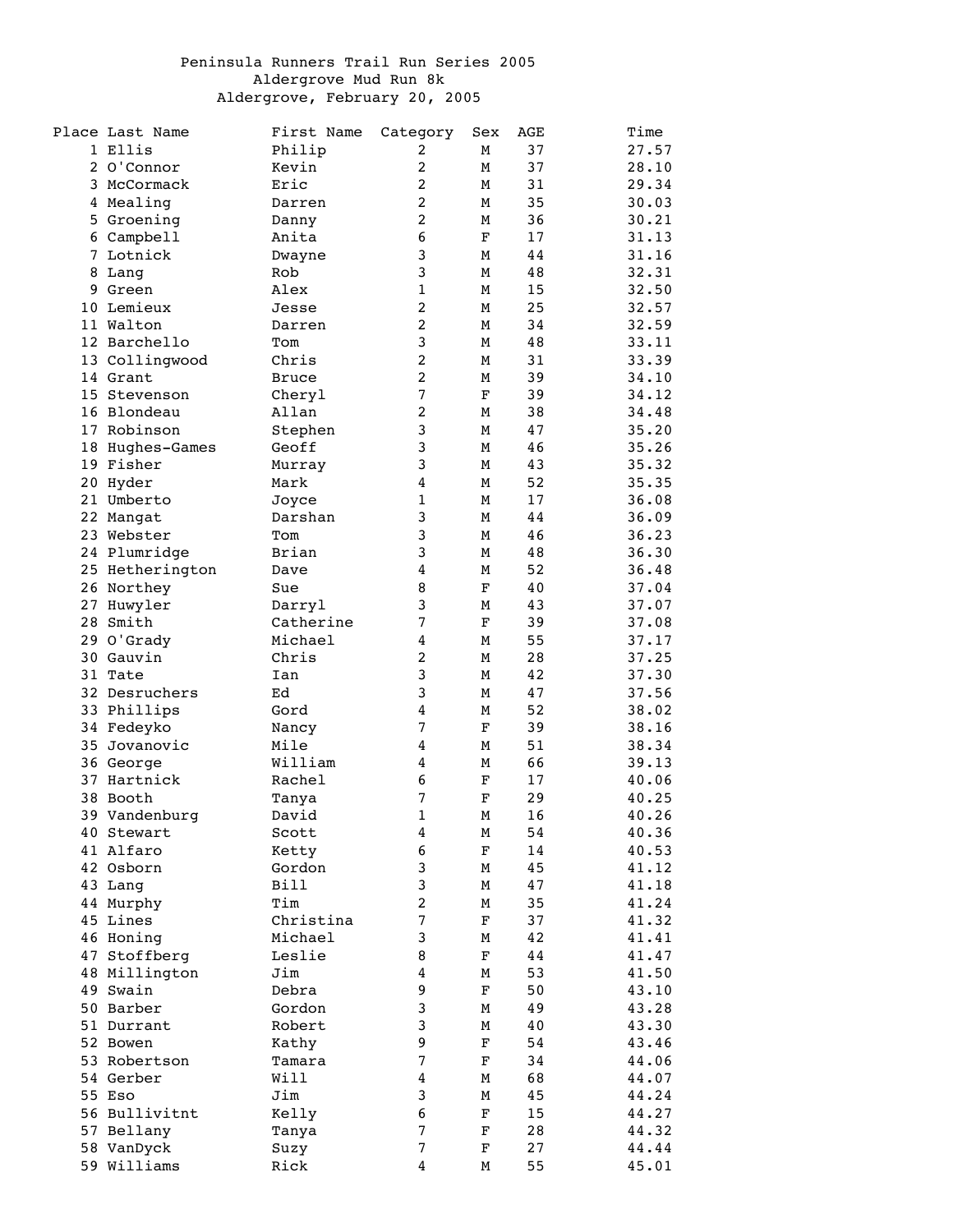Peninsula Runners Trail Run Series 2005
Aldergrove Mud Run 8k
Aldergrove, February 20, 2005

| Place | Last Name | First Name | Category | Sex | AGE | Time |
|---|---|---|---|---|---|---|
| 1 | Ellis | Philip | 2 | M | 37 | 27.57 |
| 2 | O'Connor | Kevin | 2 | M | 37 | 28.10 |
| 3 | McCormack | Eric | 2 | M | 31 | 29.34 |
| 4 | Mealing | Darren | 2 | M | 35 | 30.03 |
| 5 | Groening | Danny | 2 | M | 36 | 30.21 |
| 6 | Campbell | Anita | 6 | F | 17 | 31.13 |
| 7 | Lotnick | Dwayne | 3 | M | 44 | 31.16 |
| 8 | Lang | Rob | 3 | M | 48 | 32.31 |
| 9 | Green | Alex | 1 | M | 15 | 32.50 |
| 10 | Lemieux | Jesse | 2 | M | 25 | 32.57 |
| 11 | Walton | Darren | 2 | M | 34 | 32.59 |
| 12 | Barchello | Tom | 3 | M | 48 | 33.11 |
| 13 | Collingwood | Chris | 2 | M | 31 | 33.39 |
| 14 | Grant | Bruce | 2 | M | 39 | 34.10 |
| 15 | Stevenson | Cheryl | 7 | F | 39 | 34.12 |
| 16 | Blondeau | Allan | 2 | M | 38 | 34.48 |
| 17 | Robinson | Stephen | 3 | M | 47 | 35.20 |
| 18 | Hughes-Games | Geoff | 3 | M | 46 | 35.26 |
| 19 | Fisher | Murray | 3 | M | 43 | 35.32 |
| 20 | Hyder | Mark | 4 | M | 52 | 35.35 |
| 21 | Umberto | Joyce | 1 | M | 17 | 36.08 |
| 22 | Mangat | Darshan | 3 | M | 44 | 36.09 |
| 23 | Webster | Tom | 3 | M | 46 | 36.23 |
| 24 | Plumridge | Brian | 3 | M | 48 | 36.30 |
| 25 | Hetherington | Dave | 4 | M | 52 | 36.48 |
| 26 | Northey | Sue | 8 | F | 40 | 37.04 |
| 27 | Huwyler | Darryl | 3 | M | 43 | 37.07 |
| 28 | Smith | Catherine | 7 | F | 39 | 37.08 |
| 29 | O'Grady | Michael | 4 | M | 55 | 37.17 |
| 30 | Gauvin | Chris | 2 | M | 28 | 37.25 |
| 31 | Tate | Ian | 3 | M | 42 | 37.30 |
| 32 | Desruchers | Ed | 3 | M | 47 | 37.56 |
| 33 | Phillips | Gord | 4 | M | 52 | 38.02 |
| 34 | Fedeyko | Nancy | 7 | F | 39 | 38.16 |
| 35 | Jovanovic | Mile | 4 | M | 51 | 38.34 |
| 36 | George | William | 4 | M | 66 | 39.13 |
| 37 | Hartnick | Rachel | 6 | F | 17 | 40.06 |
| 38 | Booth | Tanya | 7 | F | 29 | 40.25 |
| 39 | Vandenburg | David | 1 | M | 16 | 40.26 |
| 40 | Stewart | Scott | 4 | M | 54 | 40.36 |
| 41 | Alfaro | Ketty | 6 | F | 14 | 40.53 |
| 42 | Osborn | Gordon | 3 | M | 45 | 41.12 |
| 43 | Lang | Bill | 3 | M | 47 | 41.18 |
| 44 | Murphy | Tim | 2 | M | 35 | 41.24 |
| 45 | Lines | Christina | 7 | F | 37 | 41.32 |
| 46 | Honing | Michael | 3 | M | 42 | 41.41 |
| 47 | Stoffberg | Leslie | 8 | F | 44 | 41.47 |
| 48 | Millington | Jim | 4 | M | 53 | 41.50 |
| 49 | Swain | Debra | 9 | F | 50 | 43.10 |
| 50 | Barber | Gordon | 3 | M | 49 | 43.28 |
| 51 | Durrant | Robert | 3 | M | 40 | 43.30 |
| 52 | Bowen | Kathy | 9 | F | 54 | 43.46 |
| 53 | Robertson | Tamara | 7 | F | 34 | 44.06 |
| 54 | Gerber | Will | 4 | M | 68 | 44.07 |
| 55 | Eso | Jim | 3 | M | 45 | 44.24 |
| 56 | Bullivitnt | Kelly | 6 | F | 15 | 44.27 |
| 57 | Bellany | Tanya | 7 | F | 28 | 44.32 |
| 58 | VanDyck | Suzy | 7 | F | 27 | 44.44 |
| 59 | Williams | Rick | 4 | M | 55 | 45.01 |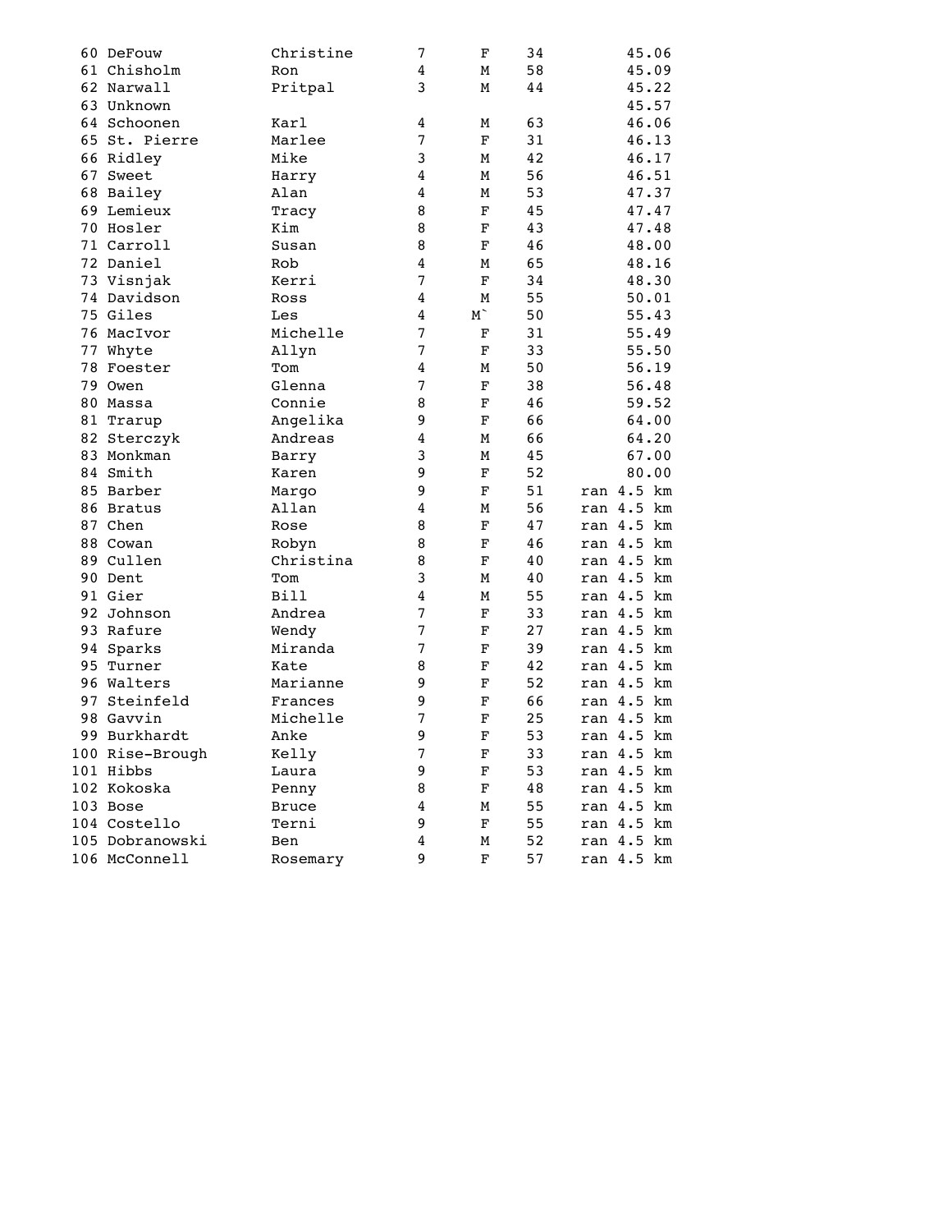| | | | | | | |
|---|---|---|---|---|---|---|
| 60 | DeFouw | Christine | 7 | F | 34 | 45.06 |
| 61 | Chisholm | Ron | 4 | M | 58 | 45.09 |
| 62 | Narwall | Pritpal | 3 | M | 44 | 45.22 |
| 63 | Unknown | | | | | 45.57 |
| 64 | Schoonen | Karl | 4 | M | 63 | 46.06 |
| 65 | St. Pierre | Marlee | 7 | F | 31 | 46.13 |
| 66 | Ridley | Mike | 3 | M | 42 | 46.17 |
| 67 | Sweet | Harry | 4 | M | 56 | 46.51 |
| 68 | Bailey | Alan | 4 | M | 53 | 47.37 |
| 69 | Lemieux | Tracy | 8 | F | 45 | 47.47 |
| 70 | Hosler | Kim | 8 | F | 43 | 47.48 |
| 71 | Carroll | Susan | 8 | F | 46 | 48.00 |
| 72 | Daniel | Rob | 4 | M | 65 | 48.16 |
| 73 | Visnjak | Kerri | 7 | F | 34 | 48.30 |
| 74 | Davidson | Ross | 4 | M | 55 | 50.01 |
| 75 | Giles | Les | 4 | M` | 50 | 55.43 |
| 76 | MacIvor | Michelle | 7 | F | 31 | 55.49 |
| 77 | Whyte | Allyn | 7 | F | 33 | 55.50 |
| 78 | Foester | Tom | 4 | M | 50 | 56.19 |
| 79 | Owen | Glenna | 7 | F | 38 | 56.48 |
| 80 | Massa | Connie | 8 | F | 46 | 59.52 |
| 81 | Trarup | Angelika | 9 | F | 66 | 64.00 |
| 82 | Sterczyk | Andreas | 4 | M | 66 | 64.20 |
| 83 | Monkman | Barry | 3 | M | 45 | 67.00 |
| 84 | Smith | Karen | 9 | F | 52 | 80.00 |
| 85 | Barber | Margo | 9 | F | 51 | ran 4.5 km |
| 86 | Bratus | Allan | 4 | M | 56 | ran 4.5 km |
| 87 | Chen | Rose | 8 | F | 47 | ran 4.5 km |
| 88 | Cowan | Robyn | 8 | F | 46 | ran 4.5 km |
| 89 | Cullen | Christina | 8 | F | 40 | ran 4.5 km |
| 90 | Dent | Tom | 3 | M | 40 | ran 4.5 km |
| 91 | Gier | Bill | 4 | M | 55 | ran 4.5 km |
| 92 | Johnson | Andrea | 7 | F | 33 | ran 4.5 km |
| 93 | Rafure | Wendy | 7 | F | 27 | ran 4.5 km |
| 94 | Sparks | Miranda | 7 | F | 39 | ran 4.5 km |
| 95 | Turner | Kate | 8 | F | 42 | ran 4.5 km |
| 96 | Walters | Marianne | 9 | F | 52 | ran 4.5 km |
| 97 | Steinfeld | Frances | 9 | F | 66 | ran 4.5 km |
| 98 | Gavvin | Michelle | 7 | F | 25 | ran 4.5 km |
| 99 | Burkhardt | Anke | 9 | F | 53 | ran 4.5 km |
| 100 | Rise-Brough | Kelly | 7 | F | 33 | ran 4.5 km |
| 101 | Hibbs | Laura | 9 | F | 53 | ran 4.5 km |
| 102 | Kokoska | Penny | 8 | F | 48 | ran 4.5 km |
| 103 | Bose | Bruce | 4 | M | 55 | ran 4.5 km |
| 104 | Costello | Terni | 9 | F | 55 | ran 4.5 km |
| 105 | Dobranowski | Ben | 4 | M | 52 | ran 4.5 km |
| 106 | McConnell | Rosemary | 9 | F | 57 | ran 4.5 km |